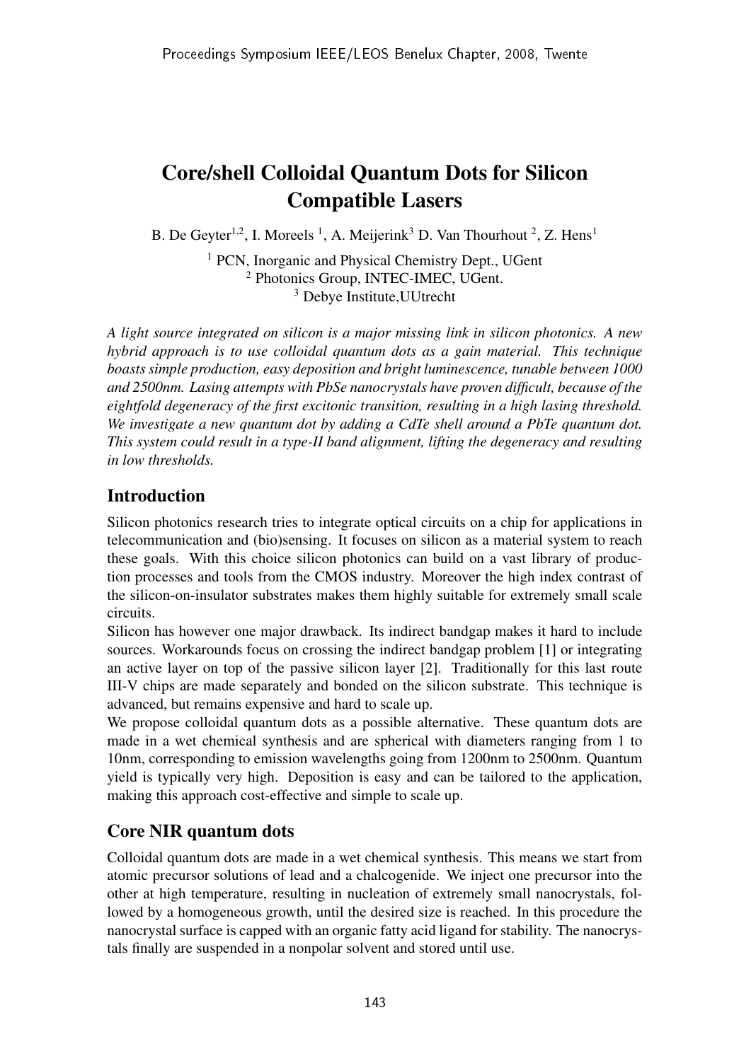# Core/shell Colloidal Quantum Dots for Silicon Compatible Lasers

B. De Geyter[1,2], I. Moreels [1], A. Meijerink[3] D. Van Thourhout [2], Z. Hens[1]

[1] PCN, Inorganic and Physical Chemistry Dept., UGent
[2] Photonics Group, INTEC-IMEC, UGent.
[3] Debye Institute,UUtrecht

*A light source integrated on silicon is a major missing link in silicon photonics. A new hybrid approach is to use colloidal quantum dots as a gain material. This technique boasts simple production, easy deposition and bright luminescence, tunable between 1000 and 2500nm. Lasing attempts with PbSe nanocrystals have proven difficult, because of the eightfold degeneracy of the first excitonic transition, resulting in a high lasing threshold. We investigate a new quantum dot by adding a CdTe shell around a PbTe quantum dot. This system could result in a type-II band alignment, lifting the degeneracy and resulting in low thresholds.*

## Introduction

Silicon photonics research tries to integrate optical circuits on a chip for applications in telecommunication and (bio)sensing. It focuses on silicon as a material system to reach these goals. With this choice silicon photonics can build on a vast library of production processes and tools from the CMOS industry. Moreover the high index contrast of the silicon-on-insulator substrates makes them highly suitable for extremely small scale circuits.

Silicon has however one major drawback. Its indirect bandgap makes it hard to include sources. Workarounds focus on crossing the indirect bandgap problem [1] or integrating an active layer on top of the passive silicon layer [2]. Traditionally for this last route III-V chips are made separately and bonded on the silicon substrate. This technique is advanced, but remains expensive and hard to scale up.

We propose colloidal quantum dots as a possible alternative. These quantum dots are made in a wet chemical synthesis and are spherical with diameters ranging from 1 to 10nm, corresponding to emission wavelengths going from 1200nm to 2500nm. Quantum yield is typically very high. Deposition is easy and can be tailored to the application, making this approach cost-effective and simple to scale up.

## Core NIR quantum dots

Colloidal quantum dots are made in a wet chemical synthesis. This means we start from atomic precursor solutions of lead and a chalcogenide. We inject one precursor into the other at high temperature, resulting in nucleation of extremely small nanocrystals, followed by a homogeneous growth, until the desired size is reached. In this procedure the nanocrystal surface is capped with an organic fatty acid ligand for stability. The nanocrystals finally are suspended in a nonpolar solvent and stored until use.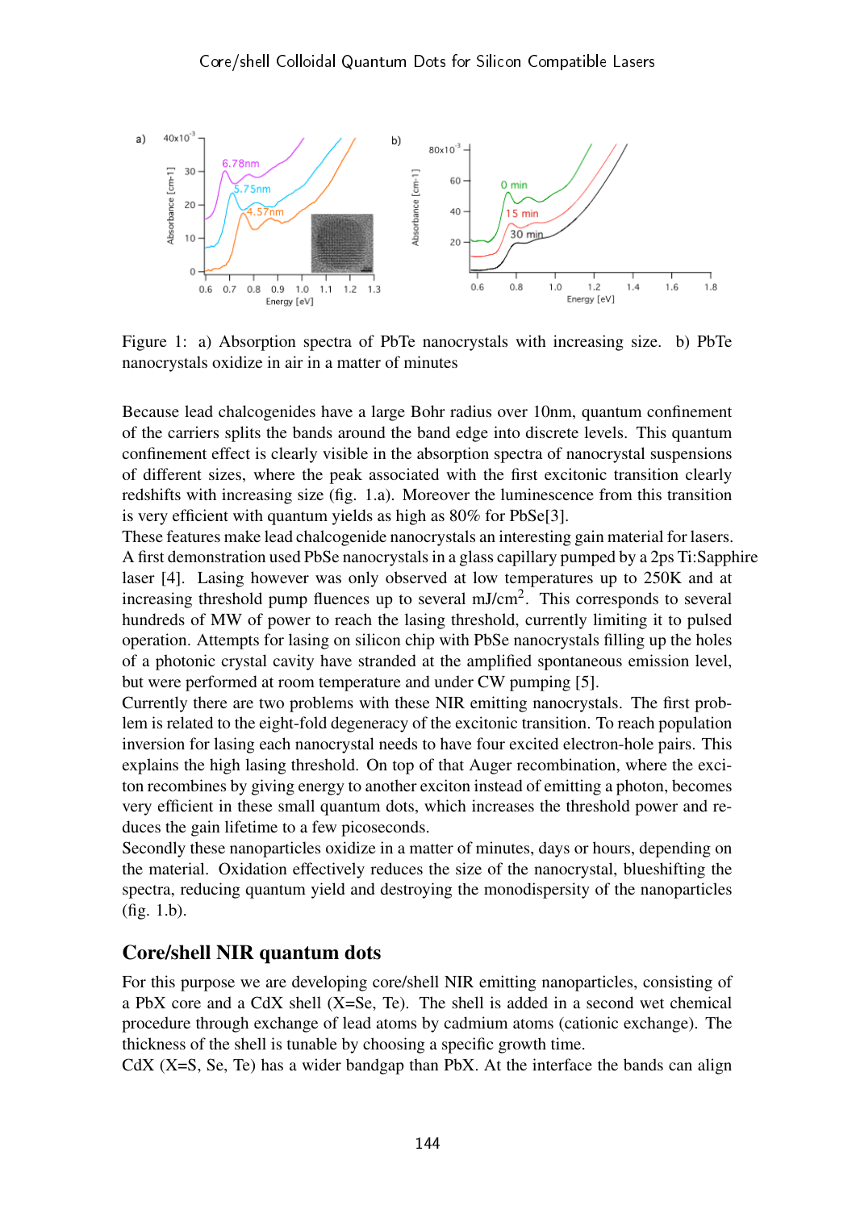Figure 1: a) Absorption spectra of PbTe nanocrystals with increasing size. b) PbTe nanocrystals oxidize in air in a matter of minutes

Because lead chalcogenides have a large Bohr radius over 10nm, quantum confinement of the carriers splits the bands around the band edge into discrete levels. This quantum confinement effect is clearly visible in the absorption spectra of nanocrystal suspensions of different sizes, where the peak associated with the first excitonic transition clearly redshifts with increasing size (fig. 1.a). Moreover the luminescence from this transition is very efficient with quantum yields as high as 80% for PbSe[3].

These features make lead chalcogenide nanocrystals an interesting gain material for lasers. A first demonstration used PbSe nanocrystals in a glass capillary pumped by a 2ps Ti:Sapphire laser [4]. Lasing however was only observed at low temperatures up to 250K and at increasing threshold pump fluences up to several mJ/cm$^2$. This corresponds to several hundreds of MW of power to reach the lasing threshold, currently limiting it to pulsed operation. Attempts for lasing on silicon chip with PbSe nanocrystals filling up the holes of a photonic crystal cavity have stranded at the amplified spontaneous emission level, but were performed at room temperature and under CW pumping [5].

Currently there are two problems with these NIR emitting nanocrystals. The first problem is related to the eight-fold degeneracy of the excitonic transition. To reach population inversion for lasing each nanocrystal needs to have four excited electron-hole pairs. This explains the high lasing threshold. On top of that Auger recombination, where the exciton recombines by giving energy to another exciton instead of emitting a photon, becomes very efficient in these small quantum dots, which increases the threshold power and reduces the gain lifetime to a few picoseconds.

Secondly these nanoparticles oxidize in a matter of minutes, days or hours, depending on the material. Oxidation effectively reduces the size of the nanocrystal, blueshifting the spectra, reducing quantum yield and destroying the monodispersity of the nanoparticles (fig. 1.b).

## Core/shell NIR quantum dots

For this purpose we are developing core/shell NIR emitting nanoparticles, consisting of a PbX core and a CdX shell (X=Se, Te). The shell is added in a second wet chemical procedure through exchange of lead atoms by cadmium atoms (cationic exchange). The thickness of the shell is tunable by choosing a specific growth time.

CdX (X=S, Se, Te) has a wider bandgap than PbX. At the interface the bands can align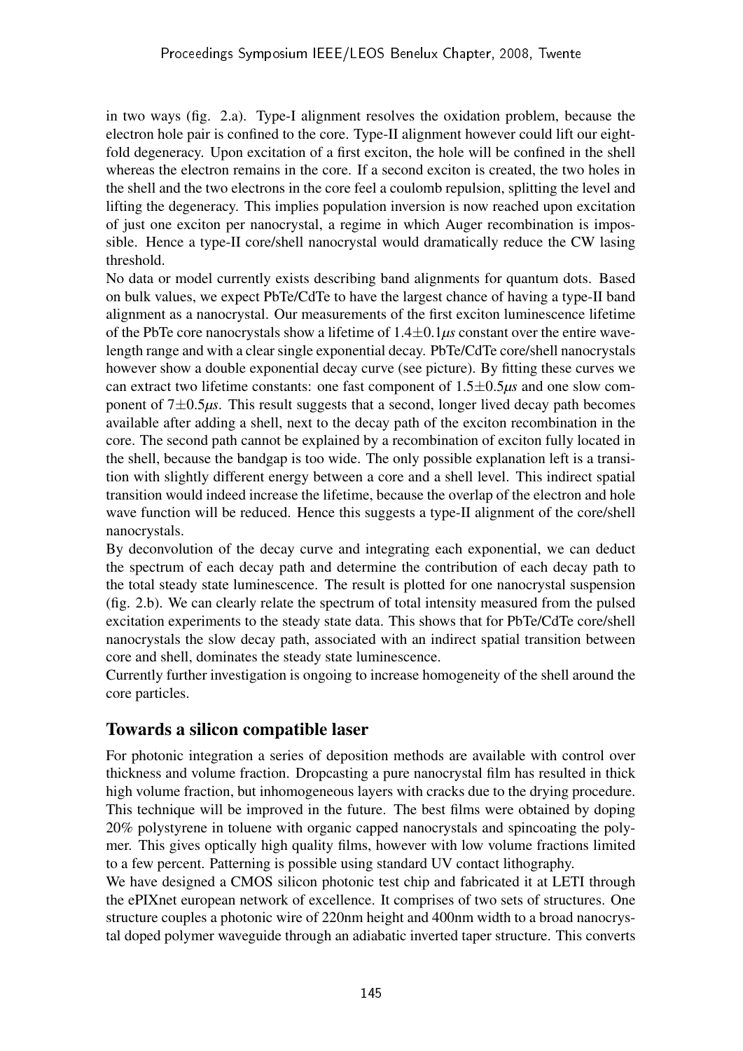in two ways (fig. 2.a). Type-I alignment resolves the oxidation problem, because the electron hole pair is confined to the core. Type-II alignment however could lift our eight-fold degeneracy. Upon excitation of a first exciton, the hole will be confined in the shell whereas the electron remains in the core. If a second exciton is created, the two holes in the shell and the two electrons in the core feel a coulomb repulsion, splitting the level and lifting the degeneracy. This implies population inversion is now reached upon excitation of just one exciton per nanocrystal, a regime in which Auger recombination is impossible. Hence a type-II core/shell nanocrystal would dramatically reduce the CW lasing threshold.

No data or model currently exists describing band alignments for quantum dots. Based on bulk values, we expect PbTe/CdTe to have the largest chance of having a type-II band alignment as a nanocrystal. Our measurements of the first exciton luminescence lifetime of the PbTe core nanocrystals show a lifetime of $1.4 \pm 0.1 \mu s$ constant over the entire wavelength range and with a clear single exponential decay. PbTe/CdTe core/shell nanocrystals however show a double exponential decay curve (see picture). By fitting these curves we can extract two lifetime constants: one fast component of $1.5 \pm 0.5 \mu s$ and one slow component of $7 \pm 0.5 \mu s$. This result suggests that a second, longer lived decay path becomes available after adding a shell, next to the decay path of the exciton recombination in the core. The second path cannot be explained by a recombination of exciton fully located in the shell, because the bandgap is too wide. The only possible explanation left is a transition with slightly different energy between a core and a shell level. This indirect spatial transition would indeed increase the lifetime, because the overlap of the electron and hole wave function will be reduced. Hence this suggests a type-II alignment of the core/shell nanocrystals.

By deconvolution of the decay curve and integrating each exponential, we can deduct the spectrum of each decay path and determine the contribution of each decay path to the total steady state luminescence. The result is plotted for one nanocrystal suspension (fig. 2.b). We can clearly relate the spectrum of total intensity measured from the pulsed excitation experiments to the steady state data. This shows that for PbTe/CdTe core/shell nanocrystals the slow decay path, associated with an indirect spatial transition between core and shell, dominates the steady state luminescence.

Currently further investigation is ongoing to increase homogeneity of the shell around the core particles.

## Towards a silicon compatible laser

For photonic integration a series of deposition methods are available with control over thickness and volume fraction. Dropcasting a pure nanocrystal film has resulted in thick high volume fraction, but inhomogeneous layers with cracks due to the drying procedure. This technique will be improved in the future. The best films were obtained by doping 20% polystyrene in toluene with organic capped nanocrystals and spincoating the polymer. This gives optically high quality films, however with low volume fractions limited to a few percent. Patterning is possible using standard UV contact lithography.

We have designed a CMOS silicon photonic test chip and fabricated it at LETI through the ePIXnet european network of excellence. It comprises of two sets of structures. One structure couples a photonic wire of 220nm height and 400nm width to a broad nanocrystal doped polymer waveguide through an adiabatic inverted taper structure. This converts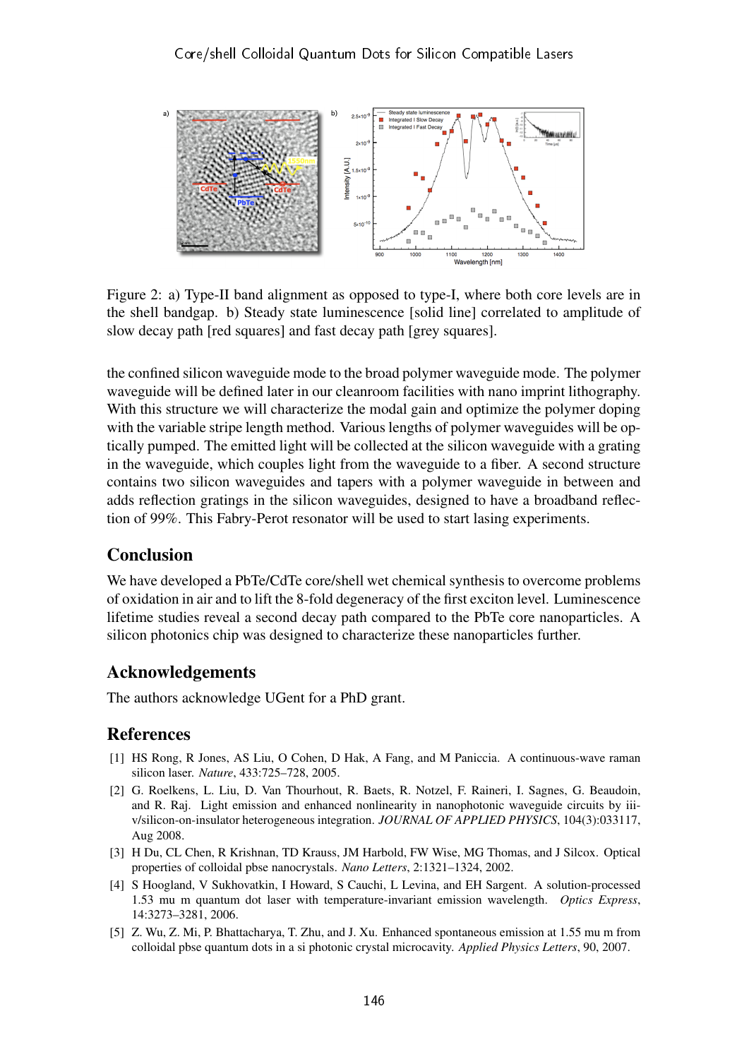a)

CdTe

CdTe

PbTe

1550nm

b)

Steady state luminescence
Integrated I Slow Decay
Integrated I Fast Decay

Intensity [A.U.]

$2.5\times10^{-9}$
$2\times10^{-9}$
$1.5\times10^{-9}$
$1\times10^{-9}$
$5\times10^{-10}$

900 1000 1100 1200 1300 1400

Wavelength [nm]

Figure 2: a) Type-II band alignment as opposed to type-I, where both core levels are in the shell bandgap. b) Steady state luminescence [solid line] correlated to amplitude of slow decay path [red squares] and fast decay path [grey squares].

the confined silicon waveguide mode to the broad polymer waveguide mode. The polymer waveguide will be defined later in our cleanroom facilities with nano imprint lithography. With this structure we will characterize the modal gain and optimize the polymer doping with the variable stripe length method. Various lengths of polymer waveguides will be optically pumped. The emitted light will be collected at the silicon waveguide with a grating in the waveguide, which couples light from the waveguide to a fiber. A second structure contains two silicon waveguides and tapers with a polymer waveguide in between and adds reflection gratings in the silicon waveguides, designed to have a broadband reflection of 99%. This Fabry-Perot resonator will be used to start lasing experiments.

## Conclusion

We have developed a PbTe/CdTe core/shell wet chemical synthesis to overcome problems of oxidation in air and to lift the 8-fold degeneracy of the first exciton level. Luminescence lifetime studies reveal a second decay path compared to the PbTe core nanoparticles. A silicon photonics chip was designed to characterize these nanoparticles further.

## Acknowledgements

The authors acknowledge UGent for a PhD grant.

## References

[1] HS Rong, R Jones, AS Liu, O Cohen, D Hak, A Fang, and M Paniccia. A continuous-wave raman silicon laser. *Nature*, 433:725–728, 2005.

[2] G. Roelkens, L. Liu, D. Van Thourhout, R. Baets, R. Notzel, F. Raineri, I. Sagnes, G. Beaudoin, and R. Raj. Light emission and enhanced nonlinearity in nanophotonic waveguide circuits by iii-v/silicon-on-insulator heterogeneous integration. *JOURNAL OF APPLIED PHYSICS*, 104(3):033117, Aug 2008.

[3] H Du, CL Chen, R Krishnan, TD Krauss, JM Harbold, FW Wise, MG Thomas, and J Silcox. Optical properties of colloidal pbse nanocrystals. *Nano Letters*, 2:1321–1324, 2002.

[4] S Hoogland, V Sukhovatkin, I Howard, S Cauchi, L Levina, and EH Sargent. A solution-processed 1.53 mu m quantum dot laser with temperature-invariant emission wavelength. *Optics Express*, 14:3273–3281, 2006.

[5] Z. Wu, Z. Mi, P. Bhattacharya, T. Zhu, and J. Xu. Enhanced spontaneous emission at 1.55 mu m from colloidal pbse quantum dots in a si photonic crystal microcavity. *Applied Physics Letters*, 90, 2007.